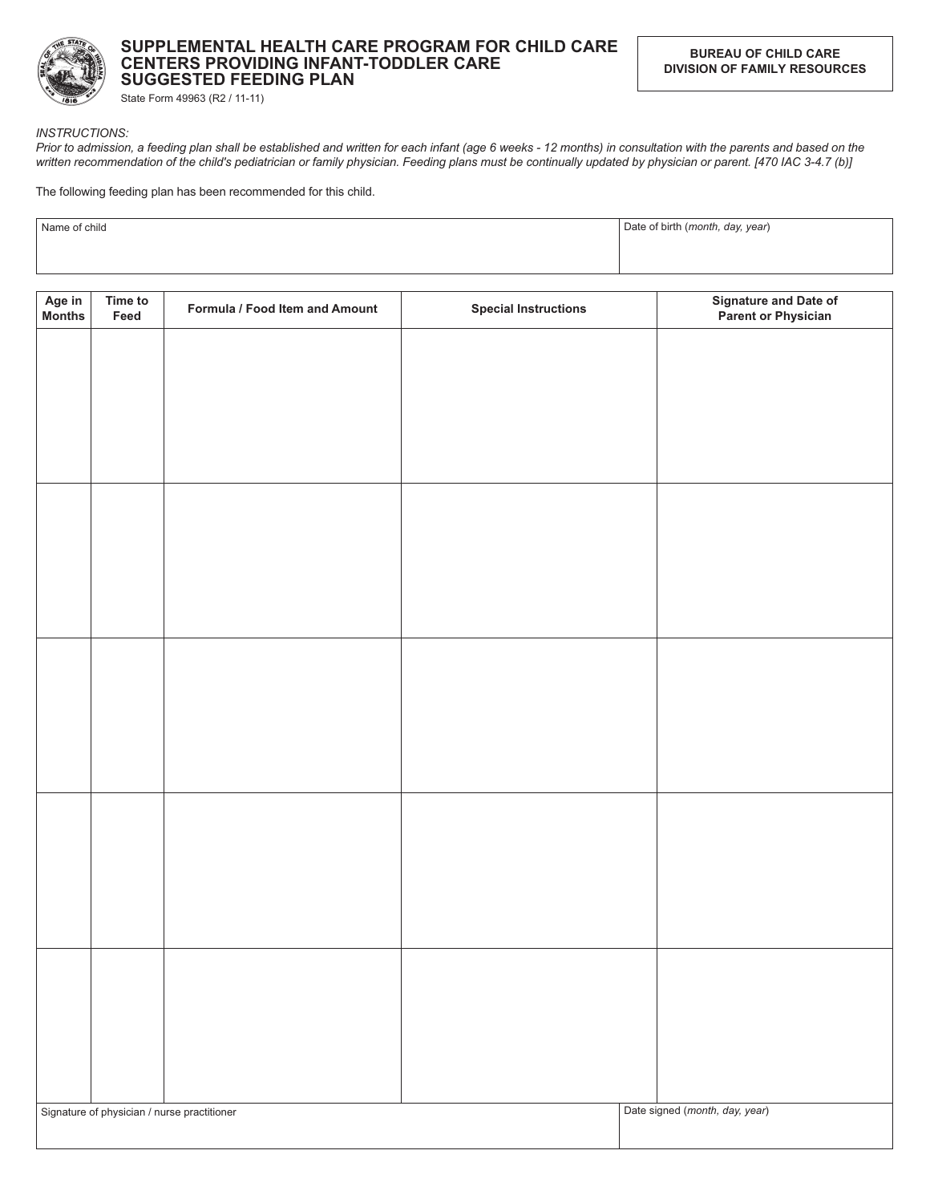# SUPPLEMENTAL HEALTH CARE PROGRAM FOR CHILD CARE CENTERS PROVIDING INFANT-TODDLER CARE SUGGESTED FEEDING PLAN

State Form 49963 (R2 / 11-11)

**BUREAU OF CHILD CARE**
**DIVISION OF FAMILY RESOURCES**

*INSTRUCTIONS:*
*Prior to admission, a feeding plan shall be established and written for each infant (age 6 weeks - 12 months) in consultation with the parents and based on the written recommendation of the child's pediatrician or family physician. Feeding plans must be continually updated by physician or parent. [470 IAC 3-4.7 (b)]*

The following feeding plan has been recommended for this child.

| Name of child | Date of birth (*month, day, year*) |
|---|---|
| | |

| Age in Months | Time to Feed | Formula / Food Item and Amount | Special Instructions | Signature and Date of Parent or Physician |
|---|---|---|---|---|
| | | | | |
| | | | | |
| | | | | |
| | | | | |
| | | | | |

| Signature of physician / nurse practitioner | Date signed (*month, day, year*) |
|---|---|
| | |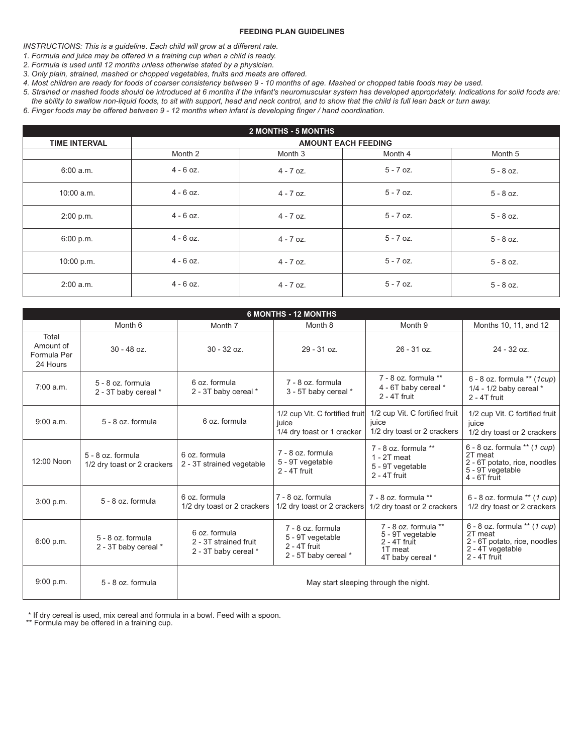# FEEDING PLAN GUIDELINES

*INSTRUCTIONS: This is a guideline. Each child will grow at a different rate.*

*1. Formula and juice may be offered in a training cup when a child is ready.*

*2. Formula is used until 12 months unless otherwise stated by a physician.*

*3. Only plain, strained, mashed or chopped vegetables, fruits and meats are offered.*

*4. Most children are ready for foods of coarser consistency between 9 - 10 months of age. Mashed or chopped table foods may be used.*

*5. Strained or mashed foods should be introduced at 6 months if the infant's neuromuscular system has developed appropriately. Indications for solid foods are: the ability to swallow non-liquid foods, to sit with support, head and neck control, and to show that the child is full lean back or turn away.*

*6. Finger foods may be offered between 9 - 12 months when infant is developing finger / hand coordination.*

| 2 MONTHS - 5 MONTHS | | | | |
|---|---|---|---|---|
| **TIME INTERVAL** | **AMOUNT EACH FEEDING** | | | |
| | Month 2 | Month 3 | Month 4 | Month 5 |
| 6:00 a.m. | 4 - 6 oz. | 4 - 7 oz. | 5 - 7 oz. | 5 - 8 oz. |
| 10:00 a.m. | 4 - 6 oz. | 4 - 7 oz. | 5 - 7 oz. | 5 - 8 oz. |
| 2:00 p.m. | 4 - 6 oz. | 4 - 7 oz. | 5 - 7 oz. | 5 - 8 oz. |
| 6:00 p.m. | 4 - 6 oz. | 4 - 7 oz. | 5 - 7 oz. | 5 - 8 oz. |
| 10:00 p.m. | 4 - 6 oz. | 4 - 7 oz. | 5 - 7 oz. | 5 - 8 oz. |
| 2:00 a.m. | 4 - 6 oz. | 4 - 7 oz. | 5 - 7 oz. | 5 - 8 oz. |

| 6 MONTHS - 12 MONTHS | | | | | |
|---|---|---|---|---|---|
| | Month 6 | Month 7 | Month 8 | Month 9 | Months 10, 11, and 12 |
| Total Amount of Formula Per 24 Hours | 30 - 48 oz. | 30 - 32 oz. | 29 - 31 oz. | 26 - 31 oz. | 24 - 32 oz. |
| 7:00 a.m. | 5 - 8 oz. formula<br>2 - 3T baby cereal * | 6 oz. formula<br>2 - 3T baby cereal * | 7 - 8 oz. formula<br>3 - 5T baby cereal * | 7 - 8 oz. formula **<br>4 - 6T baby cereal *<br>2 - 4T fruit | 6 - 8 oz. formula ** (*1cup*)<br>1/4 - 1/2 baby cereal *<br>2 - 4T fruit |
| 9:00 a.m. | 5 - 8 oz. formula | 6 oz. formula | 1/2 cup Vit. C fortified fruit juice<br>1/4 dry toast or 1 cracker | 1/2 cup Vit. C fortified fruit juice<br>1/2 dry toast or 2 crackers | 1/2 cup Vit. C fortified fruit juice<br>1/2 dry toast or 2 crackers |
| 12:00 Noon | 5 - 8 oz. formula<br>1/2 dry toast or 2 crackers | 6 oz. formula<br>2 - 3T strained vegetable | 7 - 8 oz. formula<br>5 - 9T vegetable<br>2 - 4T fruit | 7 - 8 oz. formula **<br>1 - 2T meat<br>5 - 9T vegetable<br>2 - 4T fruit | 6 - 8 oz. formula ** (*1 cup*)<br>2T meat<br>2 - 6T potato, rice, noodles<br>5 - 9T vegetable<br>4 - 6T fruit |
| 3:00 p.m. | 5 - 8 oz. formula | 6 oz. formula<br>1/2 dry toast or 2 crackers | 7 - 8 oz. formula<br>1/2 dry toast or 2 crackers | 7 - 8 oz. formula **<br>1/2 dry toast or 2 crackers | 6 - 8 oz. formula ** (*1 cup*)<br>1/2 dry toast or 2 crackers |
| 6:00 p.m. | 5 - 8 oz. formula<br>2 - 3T baby cereal * | 6 oz. formula<br>2 - 3T strained fruit<br>2 - 3T baby cereal * | 7 - 8 oz. formula<br>5 - 9T vegetable<br>2 - 4T fruit<br>2 - 5T baby cereal * | 7 - 8 oz. formula **<br>5 - 9T vegetable<br>2 - 4T fruit<br>1T meat<br>4T baby cereal * | 6 - 8 oz. formula ** (*1 cup*)<br>2T meat<br>2 - 6T potato, rice, noodles<br>2 - 4T vegetable<br>2 - 4T fruit |
| 9:00 p.m. | 5 - 8 oz. formula | May start sleeping through the night. | | | |

\* If dry cereal is used, mix cereal and formula in a bowl. Feed with a spoon.

** Formula may be offered in a training cup.